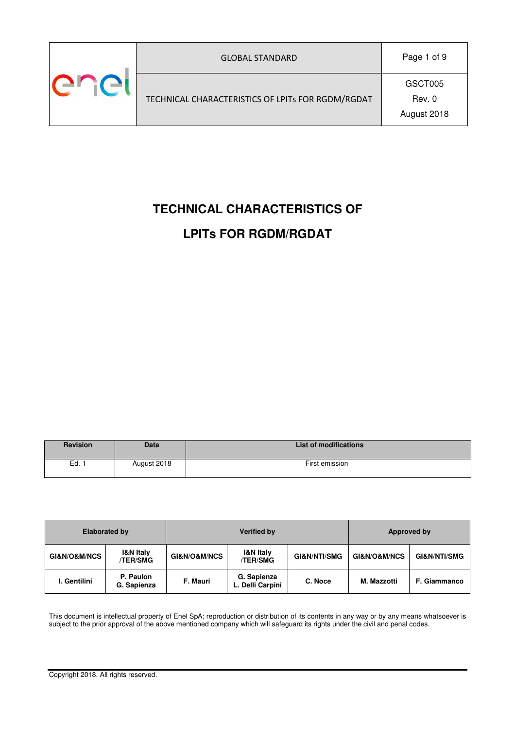| | GLOBAL STANDARD | Page 1 of 9 |
| --- | --- | --- |
| enel | TECHNICAL CHARACTERISTICS OF LPITs FOR RGDM/RGDAT | GSCT005<br>Rev. 0<br>August 2018 |

# TECHNICAL CHARACTERISTICS OF LPITs FOR RGDM/RGDAT

| Revision | Data | List of modifications |
| --- | --- | --- |
| Ed. 1 | August 2018 | First emission |

| Elaborated by | | Verified by | | | Approved by | |
| --- | --- | --- | --- | --- | --- | --- |
| GI&N/O&M/NCS | I&N Italy /TER/SMG | GI&N/O&M/NCS | I&N Italy /TER/SMG | GI&N/NTI/SMG | GI&N/O&M/NCS | GI&N/NTI/SMG |
| I. Gentilini | P. Paulon<br>G. Sapienza | F. Mauri | G. Sapienza<br>L. Delli Carpini | C. Noce | M. Mazzotti | F. Giammanco |

This document is intellectual property of Enel SpA; reproduction or distribution of its contents in any way or by any means whatsoever is subject to the prior approval of the above mentioned company which will safeguard its rights under the civil and penal codes.

Copyright 2018. All rights reserved.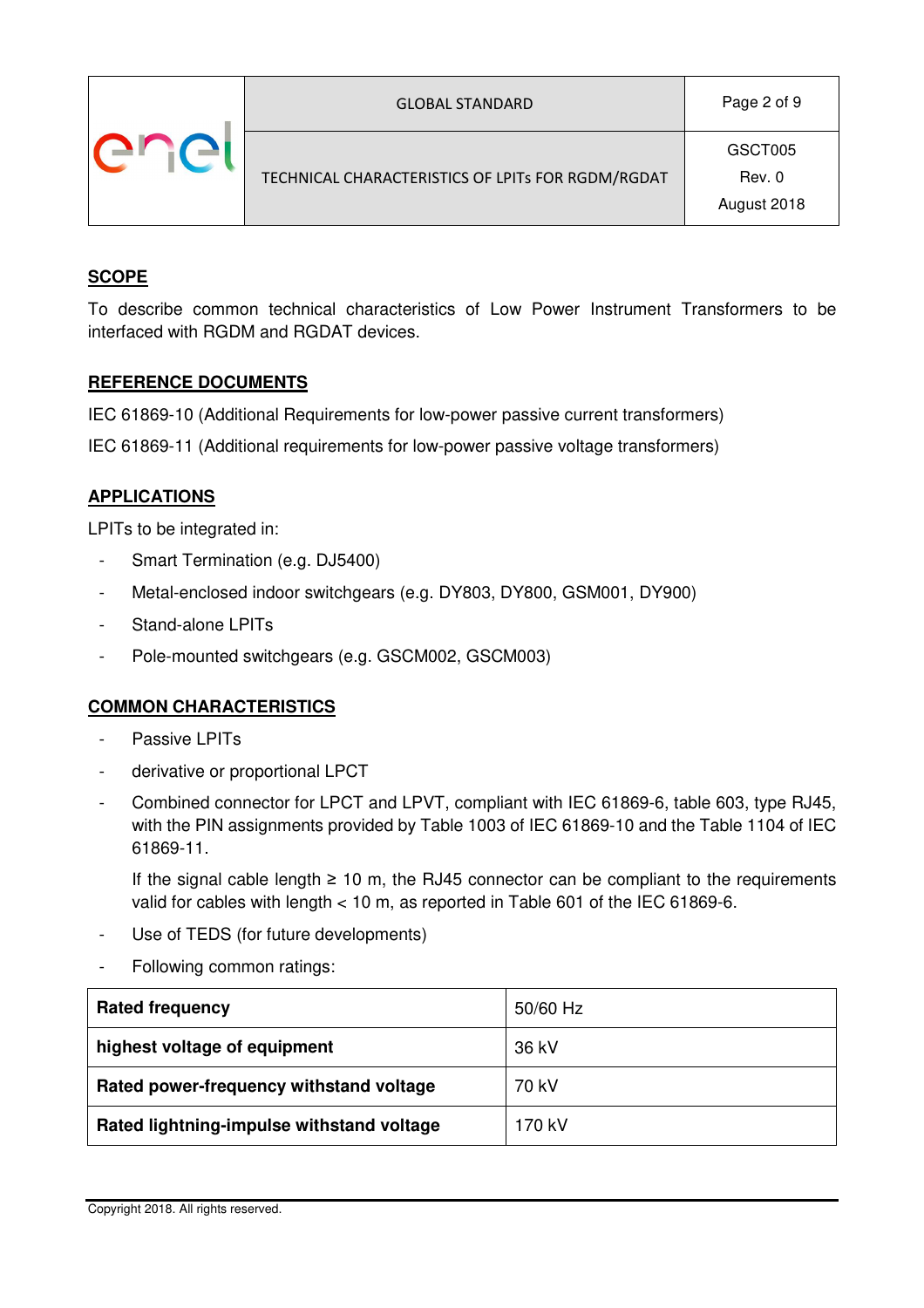## SCOPE

To describe common technical characteristics of Low Power Instrument Transformers to be interfaced with RGDM and RGDAT devices.

## REFERENCE DOCUMENTS

IEC 61869-10 (Additional Requirements for low-power passive current transformers)

IEC 61869-11 (Additional requirements for low-power passive voltage transformers)

## APPLICATIONS

LPITs to be integrated in:

- Smart Termination (e.g. DJ5400)
- Metal-enclosed indoor switchgears (e.g. DY803, DY800, GSM001, DY900)
- Stand-alone LPITs
- Pole-mounted switchgears (e.g. GSCM002, GSCM003)

## COMMON CHARACTERISTICS

- Passive LPITs
- derivative or proportional LPCT
- Combined connector for LPCT and LPVT, compliant with IEC 61869-6, table 603, type RJ45, with the PIN assignments provided by Table 1003 of IEC 61869-10 and the Table 1104 of IEC 61869-11.

  If the signal cable length ≥ 10 m, the RJ45 connector can be compliant to the requirements valid for cables with length < 10 m, as reported in Table 601 of the IEC 61869-6.
- Use of TEDS (for future developments)
- Following common ratings:

| **Rated frequency** | 50/60 Hz |
|---|---|
| **highest voltage of equipment** | 36 kV |
| **Rated power-frequency withstand voltage** | 70 kV |
| **Rated lightning-impulse withstand voltage** | 170 kV |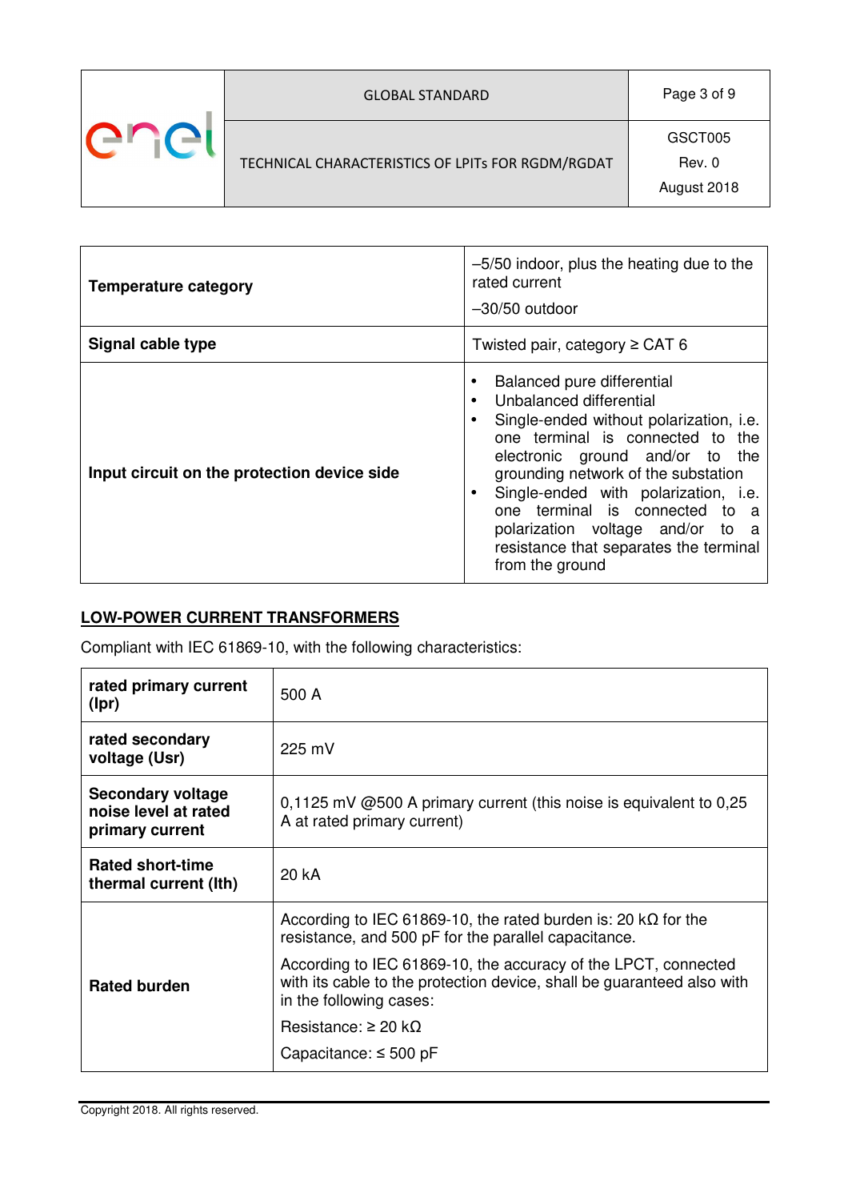| | |
|---|---|
| **Temperature category** | –5/50 indoor, plus the heating due to the rated current<br><br>–30/50 outdoor |
| **Signal cable type** | Twisted pair, category ≥ CAT 6 |
| **Input circuit on the protection device side** | • Balanced pure differential<br>• Unbalanced differential<br>• Single-ended without polarization, i.e. one terminal is connected to the electronic ground and/or to the grounding network of the substation<br>• Single-ended with polarization, i.e. one terminal is connected to a polarization voltage and/or to a resistance that separates the terminal from the ground |

## LOW-POWER CURRENT TRANSFORMERS

Compliant with IEC 61869-10, with the following characteristics:

| | |
|---|---|
| **rated primary current (Ipr)** | 500 A |
| **rated secondary voltage (Usr)** | 225 mV |
| **Secondary voltage noise level at rated primary current** | 0,1125 mV @500 A primary current (this noise is equivalent to 0,25 A at rated primary current) |
| **Rated short-time thermal current (Ith)** | 20 kA |
| **Rated burden** | According to IEC 61869-10, the rated burden is: 20 kΩ for the resistance, and 500 pF for the parallel capacitance.<br><br>According to IEC 61869-10, the accuracy of the LPCT, connected with its cable to the protection device, shall be guaranteed also with in the following cases:<br><br>Resistance: ≥ 20 kΩ<br><br>Capacitance: ≤ 500 pF |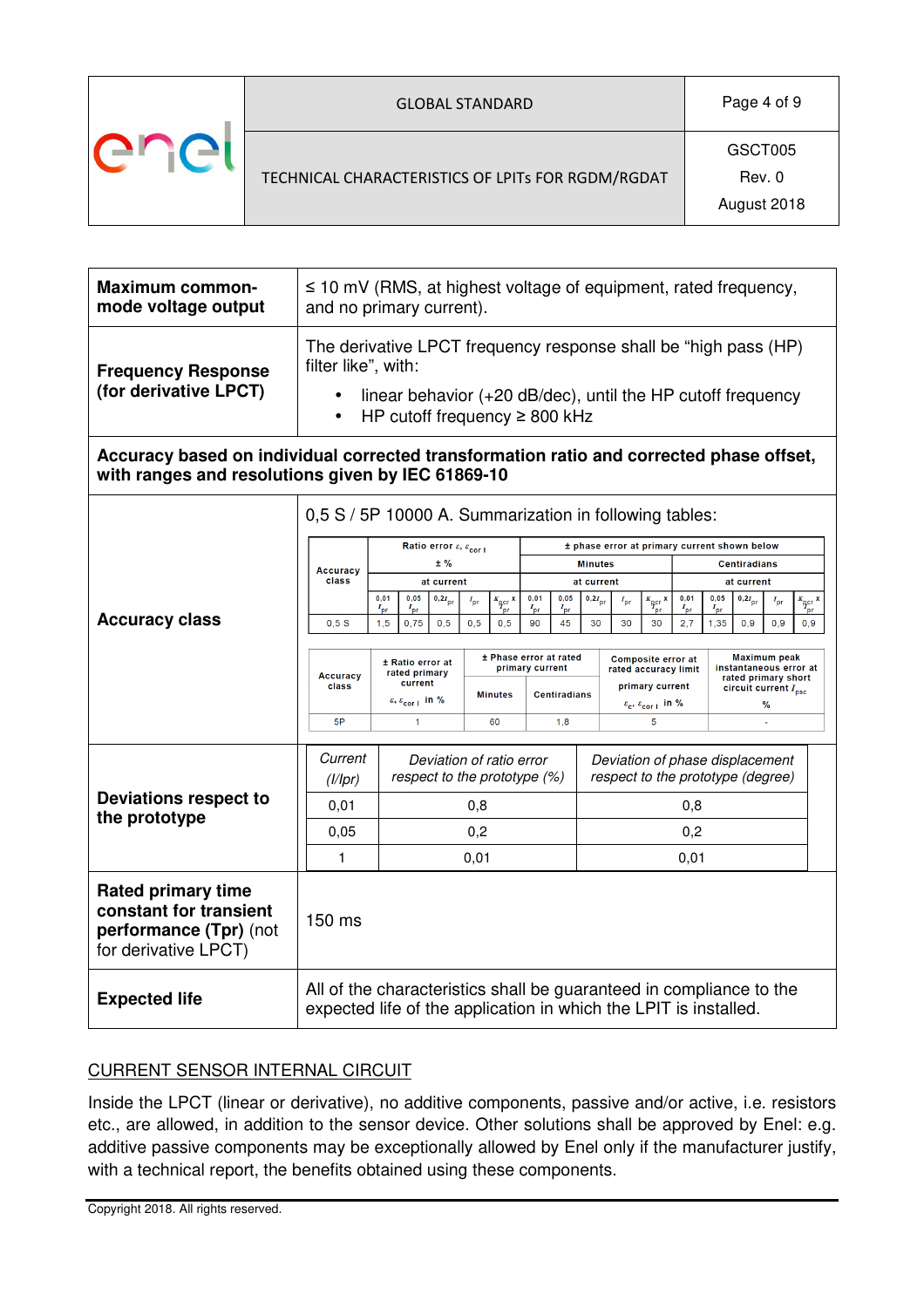| | |
|---|---|
| **Maximum common-mode voltage output** | ≤ 10 mV (RMS, at highest voltage of equipment, rated frequency, and no primary current). |
| **Frequency Response (for derivative LPCT)** | The derivative LPCT frequency response shall be "high pass (HP) filter like", with: <br>• linear behavior (+20 dB/dec), until the HP cutoff frequency <br>• HP cutoff frequency ≥ 800 kHz |

**Accuracy based on individual corrected transformation ratio and corrected phase offset, with ranges and resolutions given by IEC 61869-10**

**Accuracy class**

0,5 S / 5P 10000 A. Summarization in following tables:

| Accuracy class | Ratio error $\varepsilon$, $\varepsilon_{cor\,l}$ ± % | | | | | ± phase error at primary current shown below | | | | | | | | | |
|---|---|---|---|---|---|---|---|---|---|---|---|---|---|---|---|
| | | | | | | Minutes | | | | | Centiradians | | | | |
| | at current | | | | | at current | | | | | at current | | | | |
| | $0{,}01\,I_{pr}$ | $0{,}05\,I_{pr}$ | $0{,}2I_{pr}$ | $I_{pr}$ | $K_{pcr} \times I_{pr}$ | $0{,}01\,I_{pr}$ | $0{,}05\,I_{pr}$ | $0{,}2I_{pr}$ | $I_{pr}$ | $K_{pcr} \times I_{pr}$ | $0{,}01\,I_{pr}$ | $0{,}05\,I_{pr}$ | $0{,}2I_{pr}$ | $I_{pr}$ | $K_{pcr} \times I_{pr}$ |
| 0,5 S | 1,5 | 0,75 | 0,5 | 0,5 | 0,5 | 90 | 45 | 30 | 30 | 30 | 2,7 | 1,35 | 0,9 | 0,9 | 0,9 |

| Accuracy class | ± Ratio error at rated primary current $\varepsilon$, $\varepsilon_{cor\,l}$ in % | ± Phase error at rated primary current | | Composite error at rated accuracy limit primary current $\varepsilon_c$, $\varepsilon_{cor\,l}$ in % | Maximum peak instantaneous error at rated primary short circuit current $I_{psc}$ % |
|---|---|---|---|---|---|
| | | Minutes | Centiradians | | |
| 5P | 1 | 60 | 1,8 | 5 | - |

**Deviations respect to the prototype**

| *Current (I/Ipr)* | *Deviation of ratio error respect to the prototype (%)* | *Deviation of phase displacement respect to the prototype (degree)* |
|---|---|---|
| 0,01 | 0,8 | 0,8 |
| 0,05 | 0,2 | 0,2 |
| 1 | 0,01 | 0,01 |

| | |
|---|---|
| **Rated primary time constant for transient performance (Tpr)** (not for derivative LPCT) | 150 ms |
| **Expected life** | All of the characteristics shall be guaranteed in compliance to the expected life of the application in which the LPIT is installed. |

CURRENT SENSOR INTERNAL CIRCUIT

Inside the LPCT (linear or derivative), no additive components, passive and/or active, i.e. resistors etc., are allowed, in addition to the sensor device. Other solutions shall be approved by Enel: e.g. additive passive components may be exceptionally allowed by Enel only if the manufacturer justify, with a technical report, the benefits obtained using these components.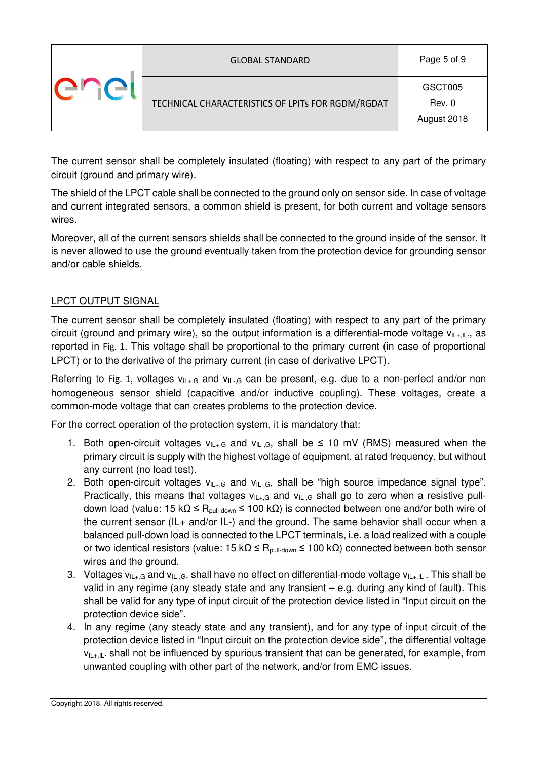The current sensor shall be completely insulated (floating) with respect to any part of the primary circuit (ground and primary wire).

The shield of the LPCT cable shall be connected to the ground only on sensor side. In case of voltage and current integrated sensors, a common shield is present, for both current and voltage sensors wires.

Moreover, all of the current sensors shields shall be connected to the ground inside of the sensor. It is never allowed to use the ground eventually taken from the protection device for grounding sensor and/or cable shields.

## LPCT OUTPUT SIGNAL

The current sensor shall be completely insulated (floating) with respect to any part of the primary circuit (ground and primary wire), so the output information is a differential-mode voltage $v_{IL+,IL-}$, as reported in Fig. 1. This voltage shall be proportional to the primary current (in case of proportional LPCT) or to the derivative of the primary current (in case of derivative LPCT).

Referring to Fig. 1, voltages $v_{IL+,G}$ and $v_{IL-,G}$ can be present, e.g. due to a non-perfect and/or non homogeneous sensor shield (capacitive and/or inductive coupling). These voltages, create a common-mode voltage that can creates problems to the protection device.

For the correct operation of the protection system, it is mandatory that:

1. Both open-circuit voltages $v_{IL+,G}$ and $v_{IL-,G}$, shall be ≤ 10 mV (RMS) measured when the primary circuit is supply with the highest voltage of equipment, at rated frequency, but without any current (no load test).
2. Both open-circuit voltages $v_{IL+,G}$ and $v_{IL-,G}$, shall be "high source impedance signal type". Practically, this means that voltages $v_{IL+,G}$ and $v_{IL-,G}$ shall go to zero when a resistive pull-down load (value: 15 kΩ ≤ $R_{pull\text{-}down}$ ≤ 100 kΩ) is connected between one and/or both wire of the current sensor (IL+ and/or IL-) and the ground. The same behavior shall occur when a balanced pull-down load is connected to the LPCT terminals, i.e. a load realized with a couple or two identical resistors (value: 15 kΩ ≤ $R_{pull\text{-}down}$ ≤ 100 kΩ) connected between both sensor wires and the ground.
3. Voltages $v_{IL+,G}$ and $v_{IL-,G}$, shall have no effect on differential-mode voltage $v_{IL+,IL-}$. This shall be valid in any regime (any steady state and any transient – e.g. during any kind of fault). This shall be valid for any type of input circuit of the protection device listed in "Input circuit on the protection device side".
4. In any regime (any steady state and any transient), and for any type of input circuit of the protection device listed in "Input circuit on the protection device side", the differential voltage $v_{IL+,IL-}$ shall not be influenced by spurious transient that can be generated, for example, from unwanted coupling with other part of the network, and/or from EMC issues.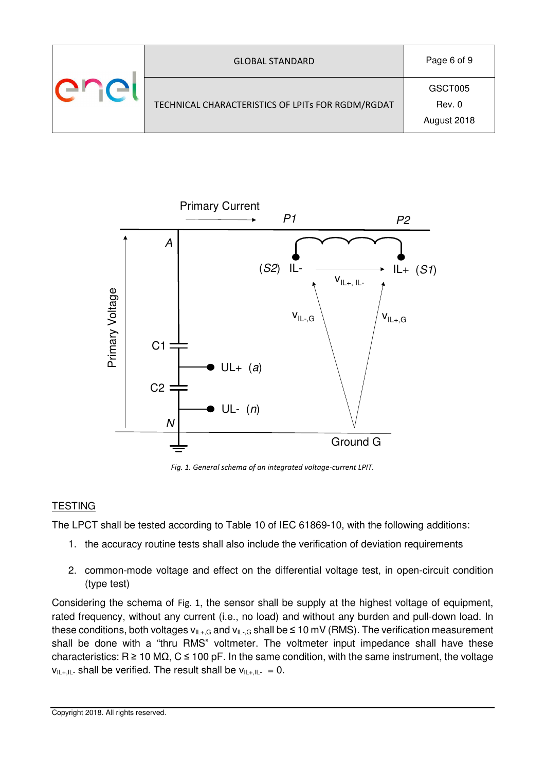Fig. 1. General schema of an integrated voltage-current LPIT.

## TESTING

The LPCT shall be tested according to Table 10 of IEC 61869-10, with the following additions:

1. the accuracy routine tests shall also include the verification of deviation requirements
2. common-mode voltage and effect on the differential voltage test, in open-circuit condition (type test)

Considering the schema of Fig. 1, the sensor shall be supply at the highest voltage of equipment, rated frequency, without any current (i.e., no load) and without any burden and pull-down load. In these conditions, both voltages $v_{IL+,G}$ and $v_{IL-,G}$ shall be ≤ 10 mV (RMS). The verification measurement shall be done with a "thru RMS" voltmeter. The voltmeter input impedance shall have these characteristics: R ≥ 10 MΩ, C ≤ 100 pF. In the same condition, with the same instrument, the voltage $v_{IL+,IL-}$ shall be verified. The result shall be $v_{IL+,IL-} = 0$.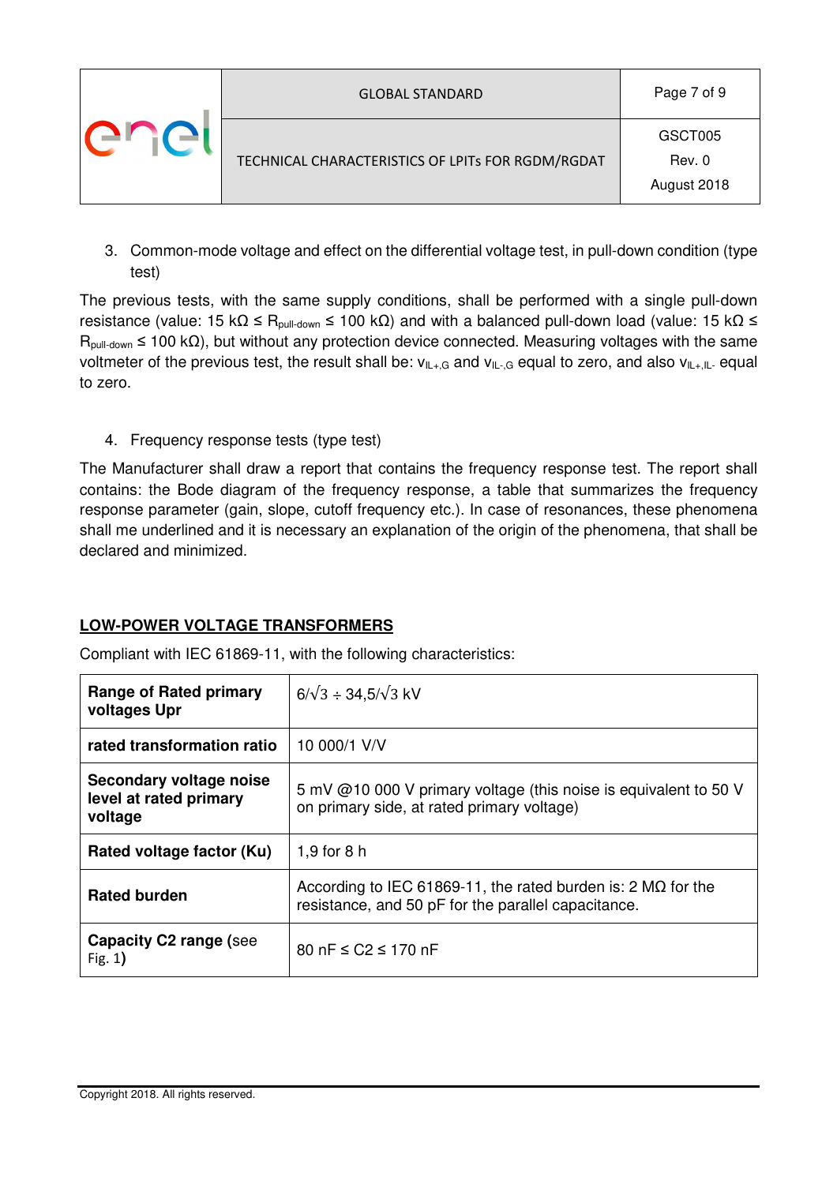3. Common-mode voltage and effect on the differential voltage test, in pull-down condition (type test)

The previous tests, with the same supply conditions, shall be performed with a single pull-down resistance (value: 15 kΩ ≤ $R_{pull\text{-}down}$ ≤ 100 kΩ) and with a balanced pull-down load (value: 15 kΩ ≤ $R_{pull\text{-}down}$ ≤ 100 kΩ), but without any protection device connected. Measuring voltages with the same voltmeter of the previous test, the result shall be: $v_{IL+,G}$ and $v_{IL-,G}$ equal to zero, and also $v_{IL+,IL-}$ equal to zero.

4. Frequency response tests (type test)

The Manufacturer shall draw a report that contains the frequency response test. The report shall contains: the Bode diagram of the frequency response, a table that summarizes the frequency response parameter (gain, slope, cutoff frequency etc.). In case of resonances, these phenomena shall me underlined and it is necessary an explanation of the origin of the phenomena, that shall be declared and minimized.

## LOW-POWER VOLTAGE TRANSFORMERS

Compliant with IEC 61869-11, with the following characteristics:

| | |
|---|---|
| **Range of Rated primary voltages Upr** | $6/\sqrt{3} \div 34{,}5/\sqrt{3}$ kV |
| **rated transformation ratio** | 10 000/1 V/V |
| **Secondary voltage noise level at rated primary voltage** | 5 mV @10 000 V primary voltage (this noise is equivalent to 50 V on primary side, at rated primary voltage) |
| **Rated voltage factor (Ku)** | 1,9 for 8 h |
| **Rated burden** | According to IEC 61869-11, the rated burden is: 2 MΩ for the resistance, and 50 pF for the parallel capacitance. |
| **Capacity C2 range (**see Fig. 1**)** | 80 nF ≤ C2 ≤ 170 nF |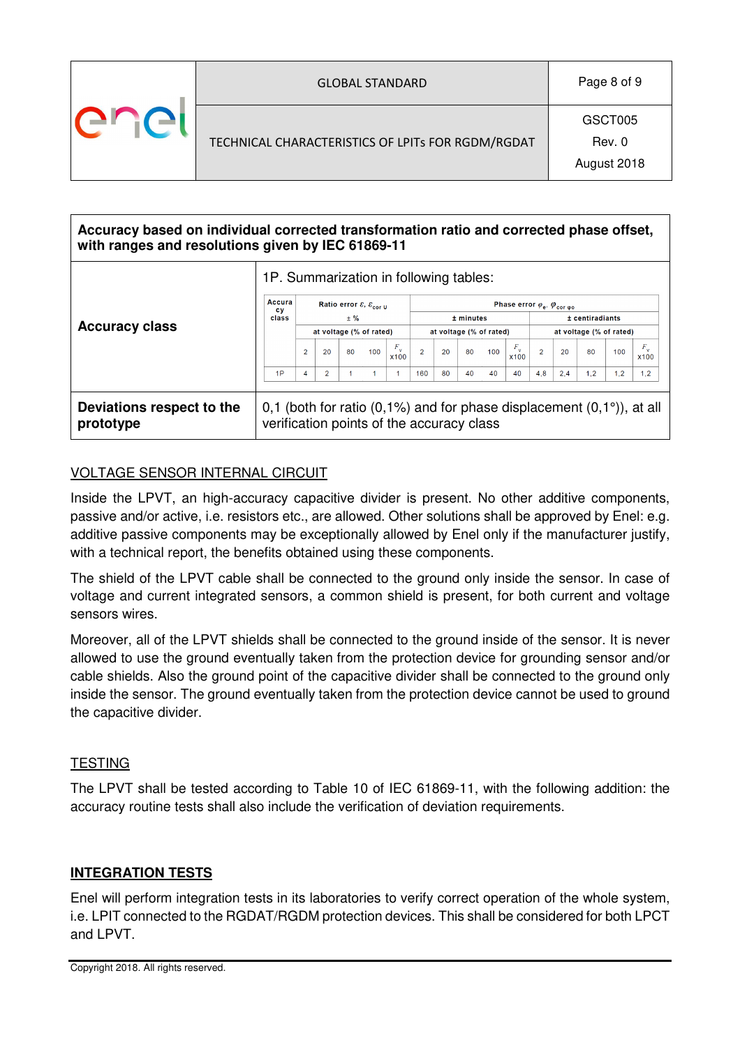| Accuracy based on individual corrected transformation ratio and corrected phase offset, with ranges and resolutions given by IEC 61869-11 | |
|---|---|
| **Accuracy class** | 1P. Summarization in following tables: (see table below) |
| **Deviations respect to the prototype** | 0,1 (both for ratio (0,1%) and for phase displacement (0,1°)), at all verification points of the accuracy class |

| Accuracy class | Ratio error $\varepsilon$, $\varepsilon_{cor\ U}$ ± % | | | | | Phase error $\varphi_e$, $\varphi_{cor\ \varphi o}$ ± minutes | | | | | Phase error $\varphi_e$, $\varphi_{cor\ \varphi o}$ ± centiradiants | | | | |
|---|---|---|---|---|---|---|---|---|---|---|---|---|---|---|---|
| | at voltage (% of rated) | | | | | at voltage (% of rated) | | | | | at voltage (% of rated) | | | | |
| | 2 | 20 | 80 | 100 | $F_v$ x100 | 2 | 20 | 80 | 100 | $F_v$ x100 | 2 | 20 | 80 | 100 | $F_v$ x100 |
| 1P | 4 | 2 | 1 | 1 | 1 | 160 | 80 | 40 | 40 | 40 | 4,8 | 2,4 | 1,2 | 1,2 | 1,2 |

## VOLTAGE SENSOR INTERNAL CIRCUIT

Inside the LPVT, an high-accuracy capacitive divider is present. No other additive components, passive and/or active, i.e. resistors etc., are allowed. Other solutions shall be approved by Enel: e.g. additive passive components may be exceptionally allowed by Enel only if the manufacturer justify, with a technical report, the benefits obtained using these components.

The shield of the LPVT cable shall be connected to the ground only inside the sensor. In case of voltage and current integrated sensors, a common shield is present, for both current and voltage sensors wires.

Moreover, all of the LPVT shields shall be connected to the ground inside of the sensor. It is never allowed to use the ground eventually taken from the protection device for grounding sensor and/or cable shields. Also the ground point of the capacitive divider shall be connected to the ground only inside the sensor. The ground eventually taken from the protection device cannot be used to ground the capacitive divider.

## TESTING

The LPVT shall be tested according to Table 10 of IEC 61869-11, with the following addition: the accuracy routine tests shall also include the verification of deviation requirements.

## **INTEGRATION TESTS**

Enel will perform integration tests in its laboratories to verify correct operation of the whole system, i.e. LPIT connected to the RGDAT/RGDM protection devices. This shall be considered for both LPCT and LPVT.

Copyright 2018. All rights reserved.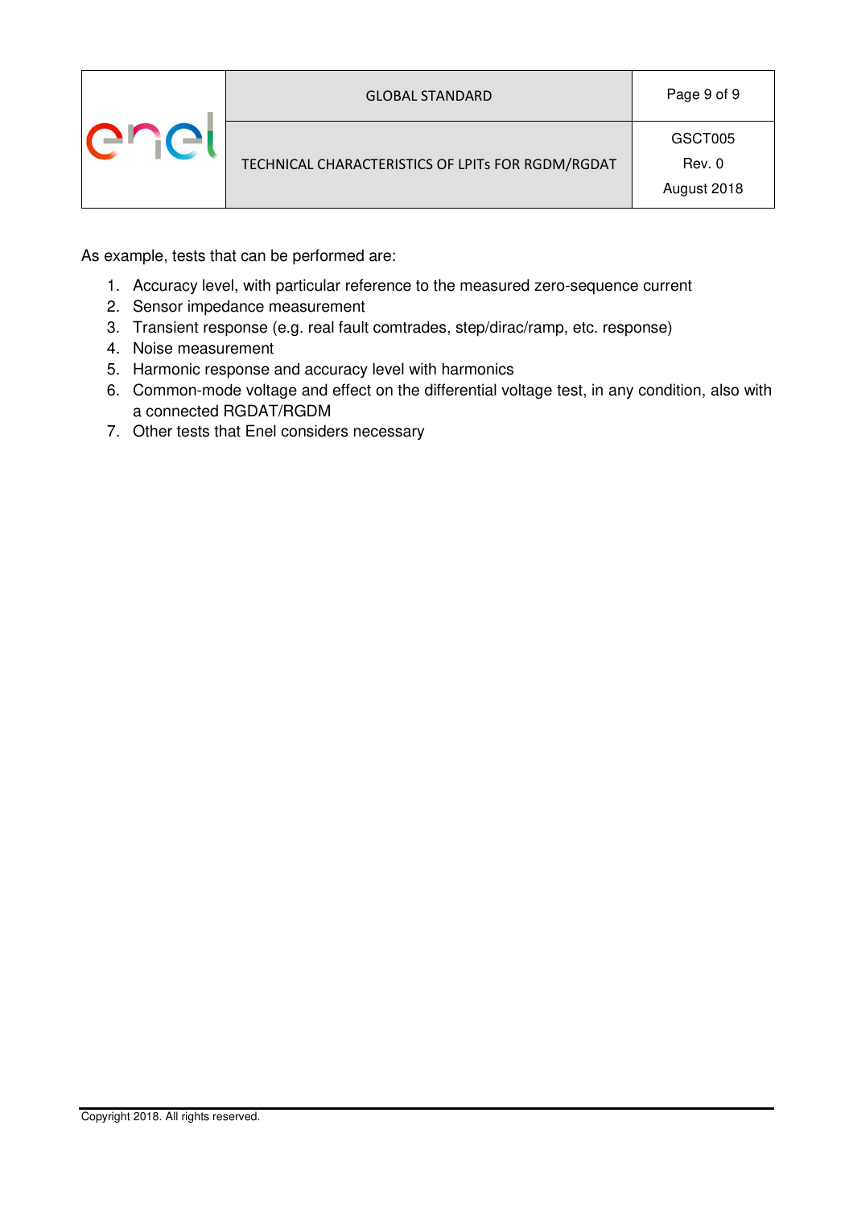As example, tests that can be performed are:

1. Accuracy level, with particular reference to the measured zero-sequence current
2. Sensor impedance measurement
3. Transient response (e.g. real fault comtrades, step/dirac/ramp, etc. response)
4. Noise measurement
5. Harmonic response and accuracy level with harmonics
6. Common-mode voltage and effect on the differential voltage test, in any condition, also with a connected RGDAT/RGDM
7. Other tests that Enel considers necessary